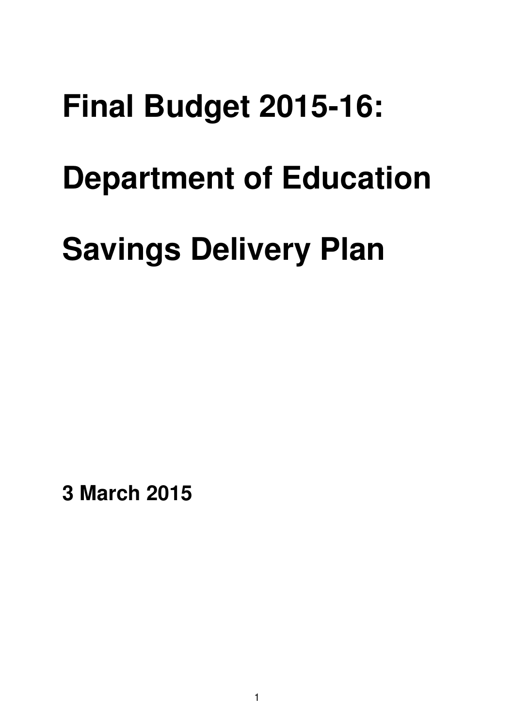# Final Budget 2015-16:

# Department of Education

# Savings Delivery Plan

**3 March 2015**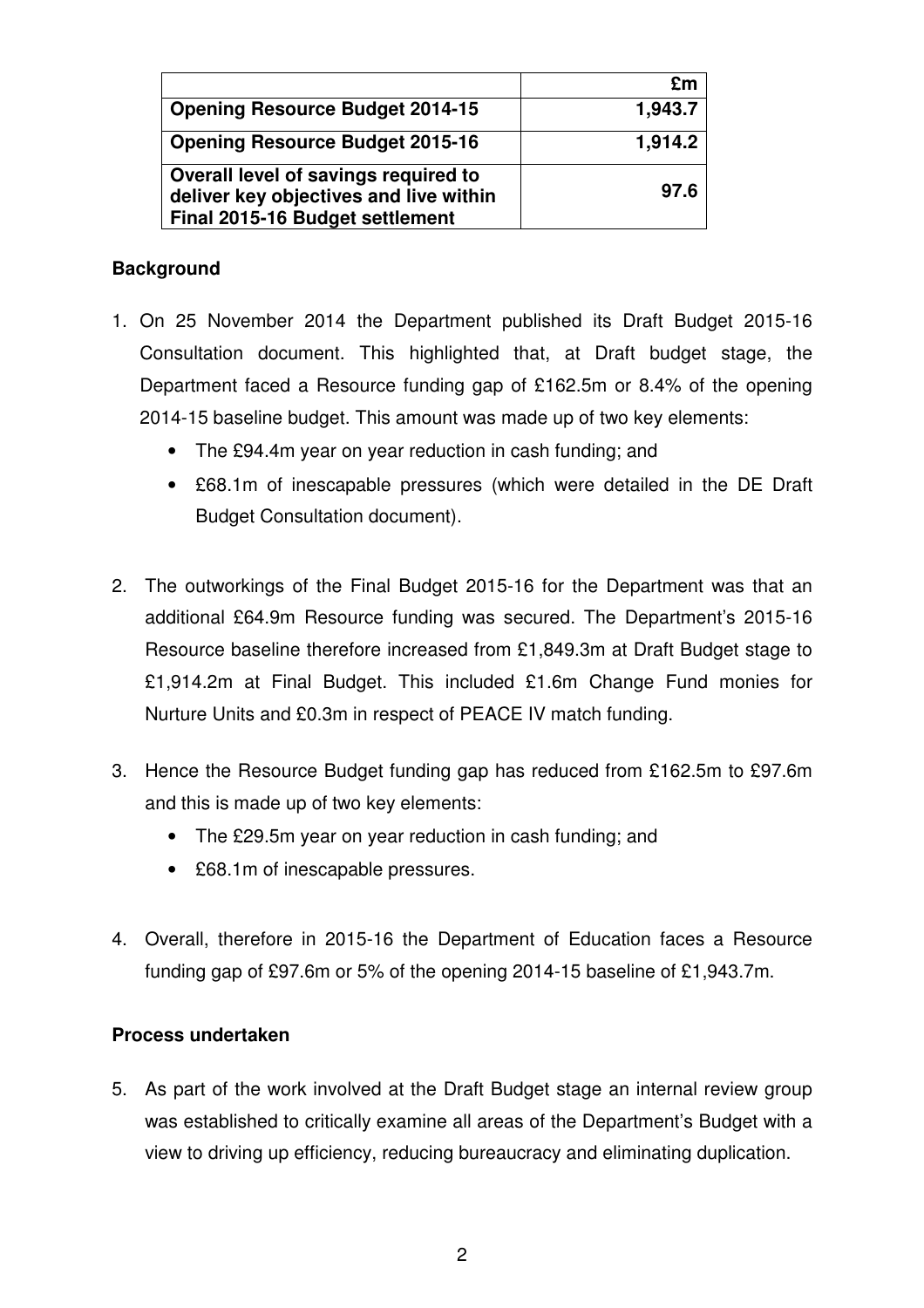| | £m |
|---|---|
| **Opening Resource Budget 2014-15** | **1,943.7** |
| **Opening Resource Budget 2015-16** | **1,914.2** |
| **Overall level of savings required to deliver key objectives and live within Final 2015-16 Budget settlement** | **97.6** |

**Background**

1. On 25 November 2014 the Department published its Draft Budget 2015-16 Consultation document. This highlighted that, at Draft budget stage, the Department faced a Resource funding gap of £162.5m or 8.4% of the opening 2014-15 baseline budget. This amount was made up of two key elements:
   - The £94.4m year on year reduction in cash funding; and
   - £68.1m of inescapable pressures (which were detailed in the DE Draft Budget Consultation document).

2. The outworkings of the Final Budget 2015-16 for the Department was that an additional £64.9m Resource funding was secured. The Department's 2015-16 Resource baseline therefore increased from £1,849.3m at Draft Budget stage to £1,914.2m at Final Budget. This included £1.6m Change Fund monies for Nurture Units and £0.3m in respect of PEACE IV match funding.

3. Hence the Resource Budget funding gap has reduced from £162.5m to £97.6m and this is made up of two key elements:
   - The £29.5m year on year reduction in cash funding; and
   - £68.1m of inescapable pressures.

4. Overall, therefore in 2015-16 the Department of Education faces a Resource funding gap of £97.6m or 5% of the opening 2014-15 baseline of £1,943.7m.

**Process undertaken**

5. As part of the work involved at the Draft Budget stage an internal review group was established to critically examine all areas of the Department's Budget with a view to driving up efficiency, reducing bureaucracy and eliminating duplication.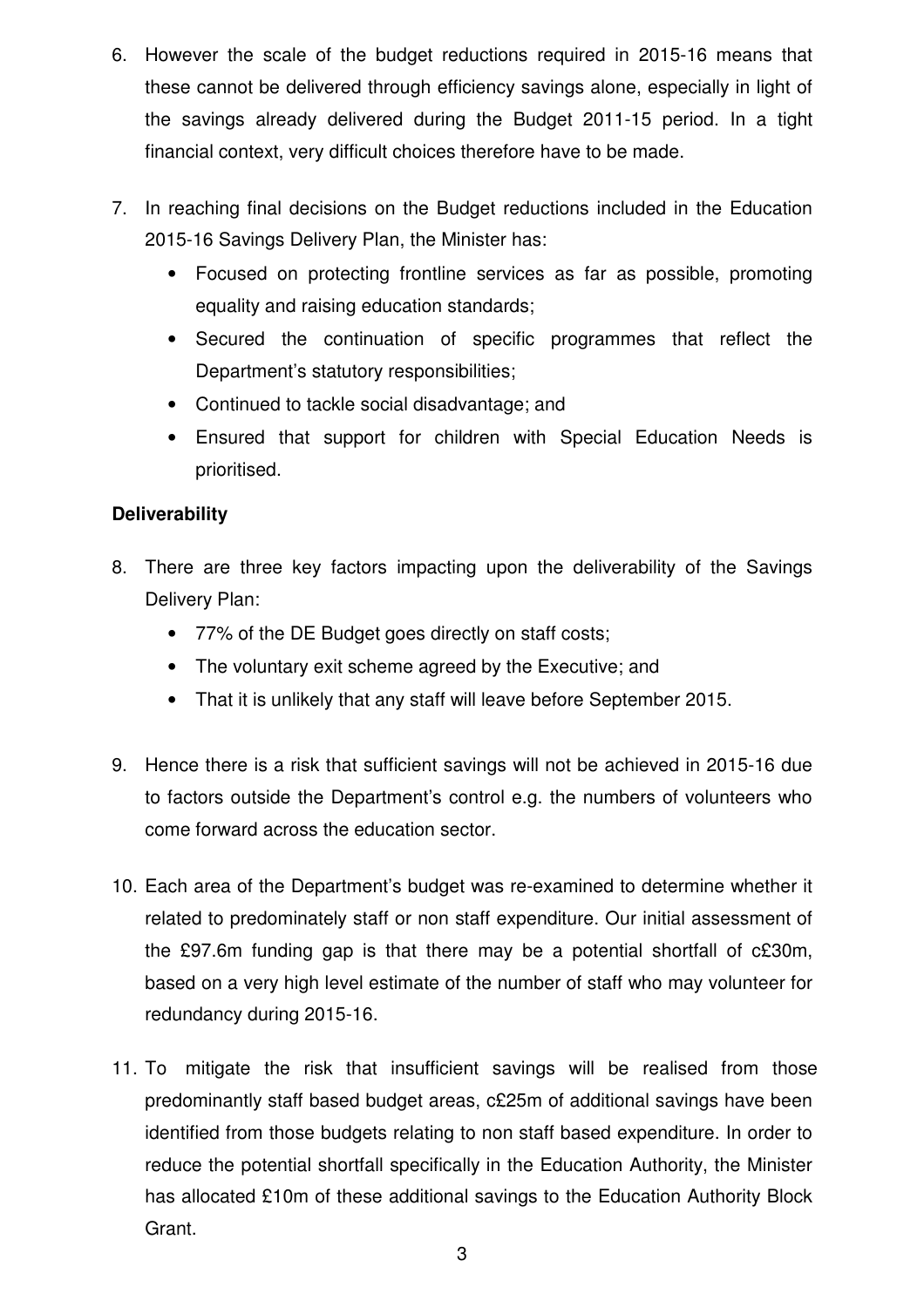6. However the scale of the budget reductions required in 2015-16 means that these cannot be delivered through efficiency savings alone, especially in light of the savings already delivered during the Budget 2011-15 period. In a tight financial context, very difficult choices therefore have to be made.

7. In reaching final decisions on the Budget reductions included in the Education 2015-16 Savings Delivery Plan, the Minister has:
   - Focused on protecting frontline services as far as possible, promoting equality and raising education standards;
   - Secured the continuation of specific programmes that reflect the Department's statutory responsibilities;
   - Continued to tackle social disadvantage; and
   - Ensured that support for children with Special Education Needs is prioritised.

**Deliverability**

8. There are three key factors impacting upon the deliverability of the Savings Delivery Plan:
   - 77% of the DE Budget goes directly on staff costs;
   - The voluntary exit scheme agreed by the Executive; and
   - That it is unlikely that any staff will leave before September 2015.

9. Hence there is a risk that sufficient savings will not be achieved in 2015-16 due to factors outside the Department's control e.g. the numbers of volunteers who come forward across the education sector.

10. Each area of the Department's budget was re-examined to determine whether it related to predominately staff or non staff expenditure. Our initial assessment of the £97.6m funding gap is that there may be a potential shortfall of c£30m, based on a very high level estimate of the number of staff who may volunteer for redundancy during 2015-16.

11. To mitigate the risk that insufficient savings will be realised from those predominantly staff based budget areas, c£25m of additional savings have been identified from those budgets relating to non staff based expenditure. In order to reduce the potential shortfall specifically in the Education Authority, the Minister has allocated £10m of these additional savings to the Education Authority Block Grant.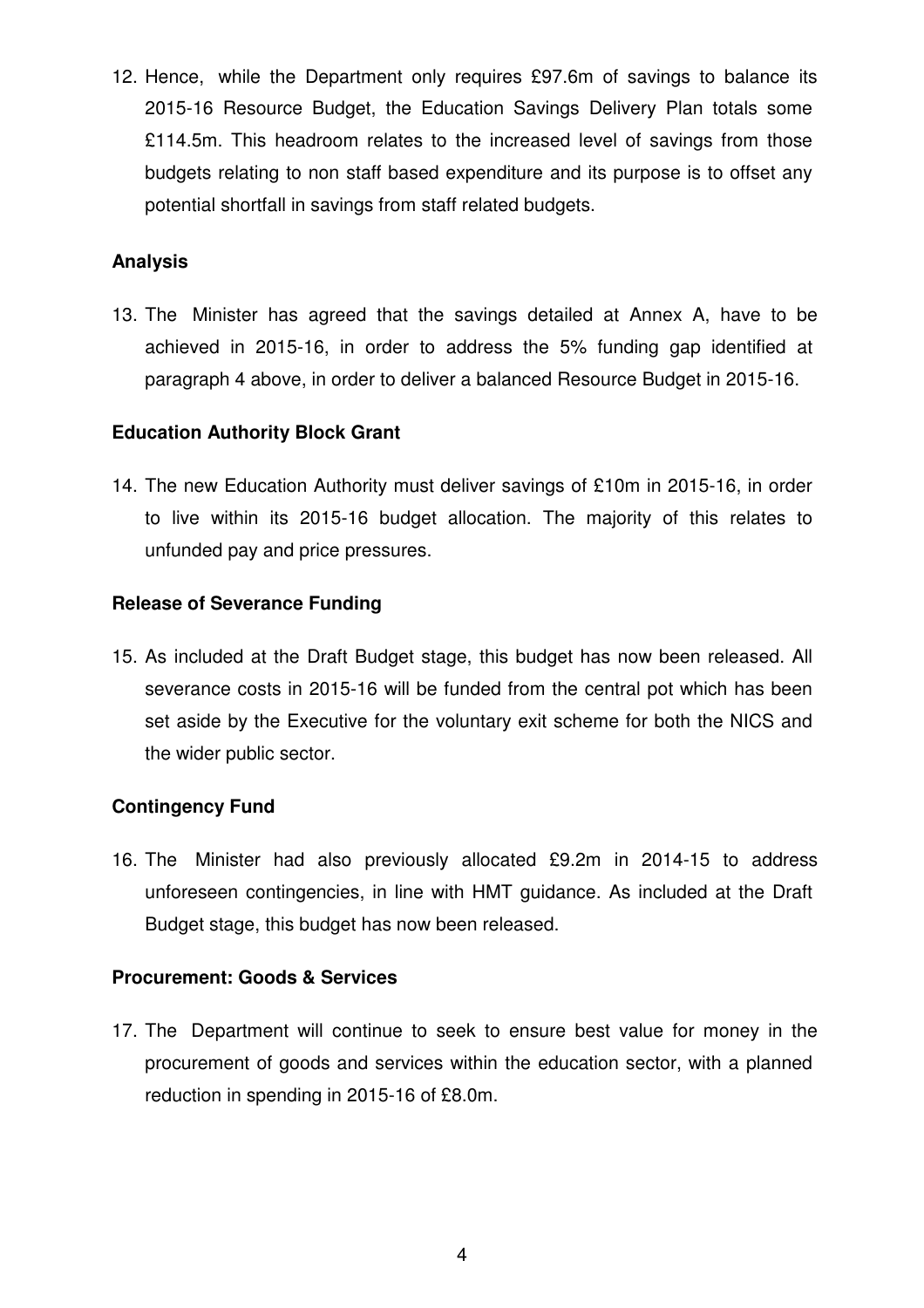12. Hence, while the Department only requires £97.6m of savings to balance its 2015-16 Resource Budget, the Education Savings Delivery Plan totals some £114.5m. This headroom relates to the increased level of savings from those budgets relating to non staff based expenditure and its purpose is to offset any potential shortfall in savings from staff related budgets.

**Analysis**

13. The Minister has agreed that the savings detailed at Annex A, have to be achieved in 2015-16, in order to address the 5% funding gap identified at paragraph 4 above, in order to deliver a balanced Resource Budget in 2015-16.

**Education Authority Block Grant**

14. The new Education Authority must deliver savings of £10m in 2015-16, in order to live within its 2015-16 budget allocation. The majority of this relates to unfunded pay and price pressures.

**Release of Severance Funding**

15. As included at the Draft Budget stage, this budget has now been released. All severance costs in 2015-16 will be funded from the central pot which has been set aside by the Executive for the voluntary exit scheme for both the NICS and the wider public sector.

**Contingency Fund**

16. The Minister had also previously allocated £9.2m in 2014-15 to address unforeseen contingencies, in line with HMT guidance. As included at the Draft Budget stage, this budget has now been released.

**Procurement: Goods & Services**

17. The Department will continue to seek to ensure best value for money in the procurement of goods and services within the education sector, with a planned reduction in spending in 2015-16 of £8.0m.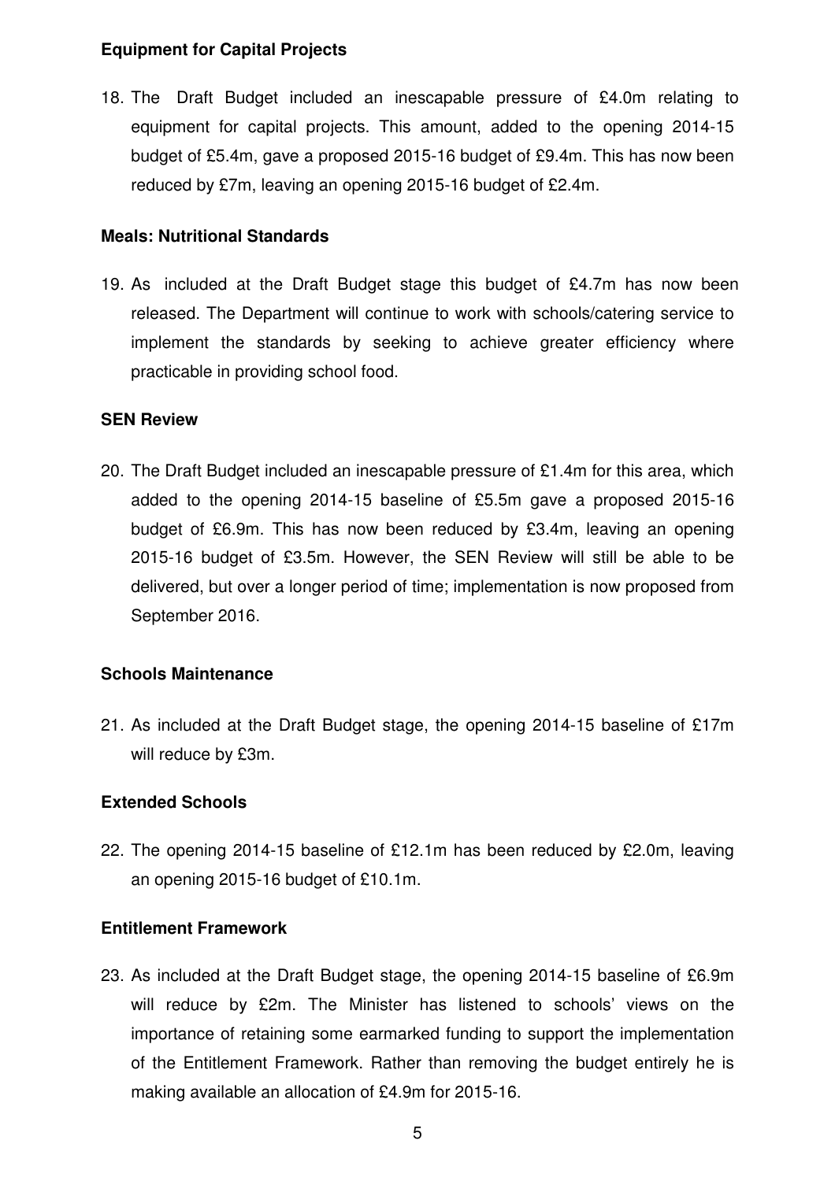**Equipment for Capital Projects**

18. The Draft Budget included an inescapable pressure of £4.0m relating to equipment for capital projects. This amount, added to the opening 2014-15 budget of £5.4m, gave a proposed 2015-16 budget of £9.4m. This has now been reduced by £7m, leaving an opening 2015-16 budget of £2.4m.

**Meals: Nutritional Standards**

19. As included at the Draft Budget stage this budget of £4.7m has now been released. The Department will continue to work with schools/catering service to implement the standards by seeking to achieve greater efficiency where practicable in providing school food.

**SEN Review**

20. The Draft Budget included an inescapable pressure of £1.4m for this area, which added to the opening 2014-15 baseline of £5.5m gave a proposed 2015-16 budget of £6.9m. This has now been reduced by £3.4m, leaving an opening 2015-16 budget of £3.5m. However, the SEN Review will still be able to be delivered, but over a longer period of time; implementation is now proposed from September 2016.

**Schools Maintenance**

21. As included at the Draft Budget stage, the opening 2014-15 baseline of £17m will reduce by £3m.

**Extended Schools**

22. The opening 2014-15 baseline of £12.1m has been reduced by £2.0m, leaving an opening 2015-16 budget of £10.1m.

**Entitlement Framework**

23. As included at the Draft Budget stage, the opening 2014-15 baseline of £6.9m will reduce by £2m. The Minister has listened to schools' views on the importance of retaining some earmarked funding to support the implementation of the Entitlement Framework. Rather than removing the budget entirely he is making available an allocation of £4.9m for 2015-16.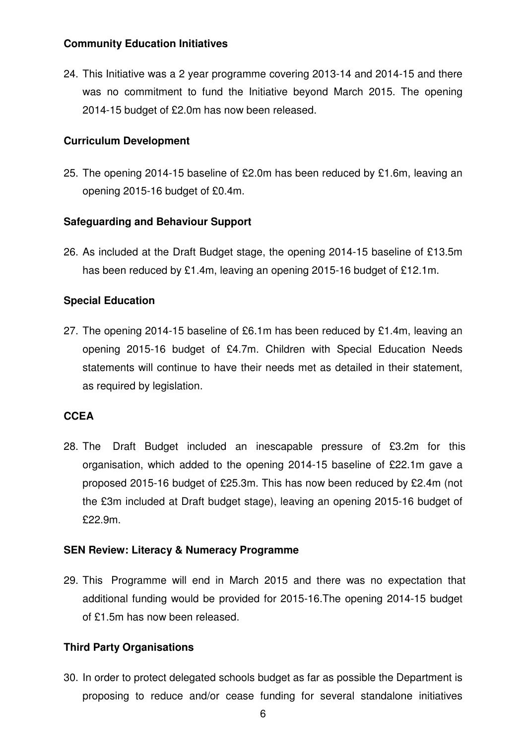**Community Education Initiatives**

24. This Initiative was a 2 year programme covering 2013-14 and 2014-15 and there was no commitment to fund the Initiative beyond March 2015. The opening 2014-15 budget of £2.0m has now been released.

**Curriculum Development**

25. The opening 2014-15 baseline of £2.0m has been reduced by £1.6m, leaving an opening 2015-16 budget of £0.4m.

**Safeguarding and Behaviour Support**

26. As included at the Draft Budget stage, the opening 2014-15 baseline of £13.5m has been reduced by £1.4m, leaving an opening 2015-16 budget of £12.1m.

**Special Education**

27. The opening 2014-15 baseline of £6.1m has been reduced by £1.4m, leaving an opening 2015-16 budget of £4.7m. Children with Special Education Needs statements will continue to have their needs met as detailed in their statement, as required by legislation.

**CCEA**

28. The Draft Budget included an inescapable pressure of £3.2m for this organisation, which added to the opening 2014-15 baseline of £22.1m gave a proposed 2015-16 budget of £25.3m. This has now been reduced by £2.4m (not the £3m included at Draft budget stage), leaving an opening 2015-16 budget of £22.9m.

**SEN Review: Literacy & Numeracy Programme**

29. This Programme will end in March 2015 and there was no expectation that additional funding would be provided for 2015-16.The opening 2014-15 budget of £1.5m has now been released.

**Third Party Organisations**

30. In order to protect delegated schools budget as far as possible the Department is proposing to reduce and/or cease funding for several standalone initiatives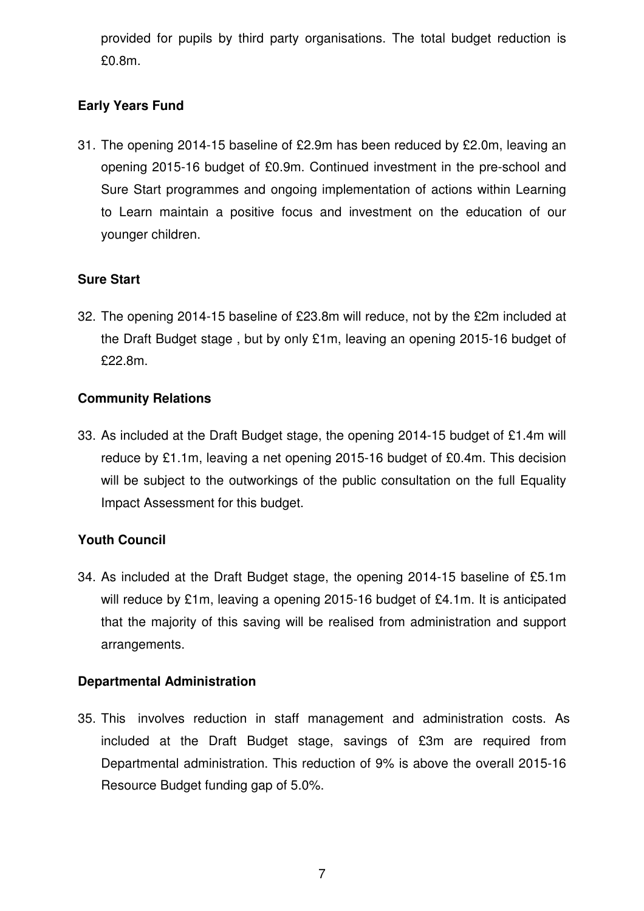provided for pupils by third party organisations. The total budget reduction is £0.8m.

**Early Years Fund**

31. The opening 2014-15 baseline of £2.9m has been reduced by £2.0m, leaving an opening 2015-16 budget of £0.9m. Continued investment in the pre-school and Sure Start programmes and ongoing implementation of actions within Learning to Learn maintain a positive focus and investment on the education of our younger children.

**Sure Start**

32. The opening 2014-15 baseline of £23.8m will reduce, not by the £2m included at the Draft Budget stage , but by only £1m, leaving an opening 2015-16 budget of £22.8m.

**Community Relations**

33. As included at the Draft Budget stage, the opening 2014-15 budget of £1.4m will reduce by £1.1m, leaving a net opening 2015-16 budget of £0.4m. This decision will be subject to the outworkings of the public consultation on the full Equality Impact Assessment for this budget.

**Youth Council**

34. As included at the Draft Budget stage, the opening 2014-15 baseline of £5.1m will reduce by £1m, leaving a opening 2015-16 budget of £4.1m. It is anticipated that the majority of this saving will be realised from administration and support arrangements.

**Departmental Administration**

35. This involves reduction in staff management and administration costs. As included at the Draft Budget stage, savings of £3m are required from Departmental administration. This reduction of 9% is above the overall 2015-16 Resource Budget funding gap of 5.0%.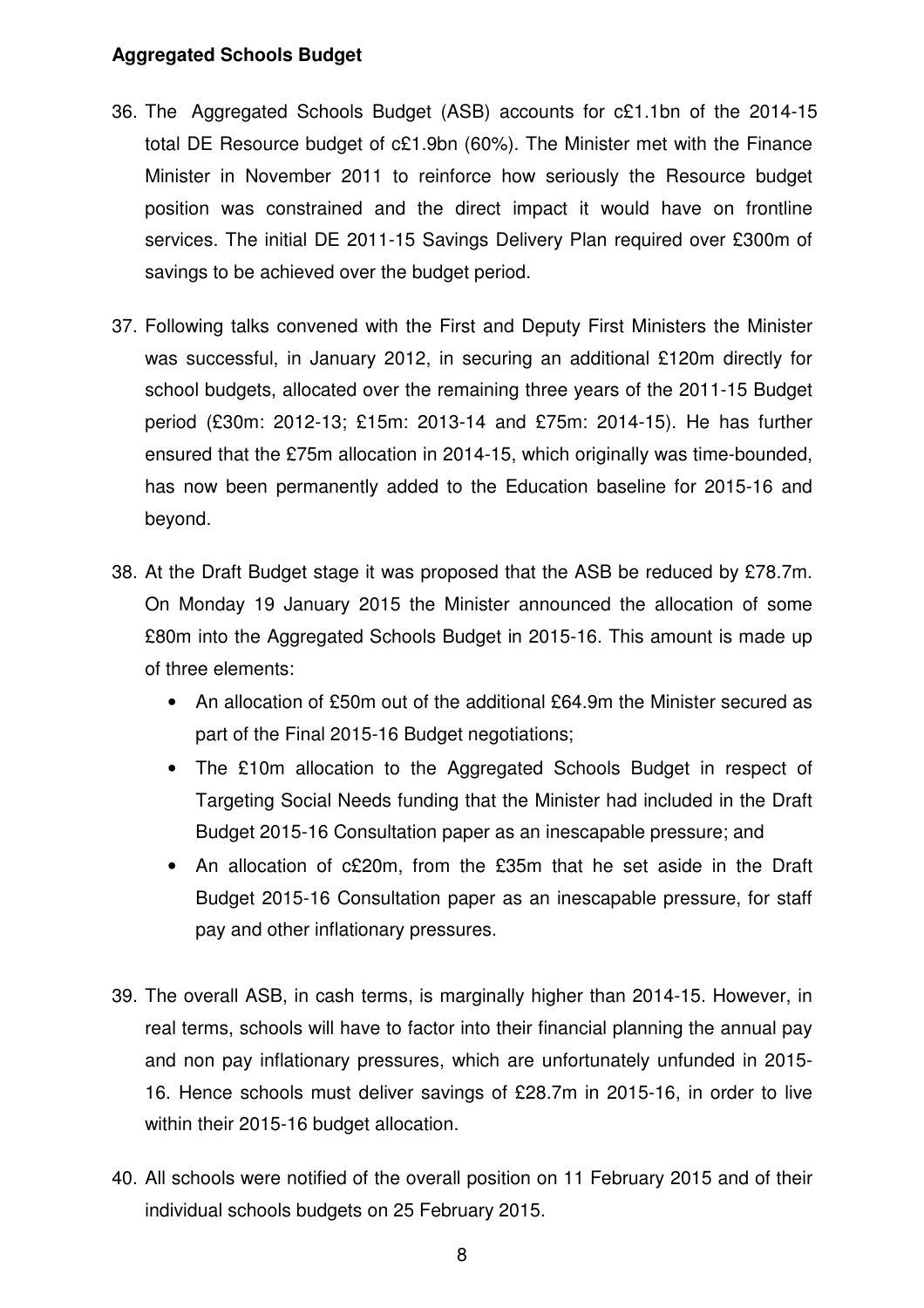**Aggregated Schools Budget**

36. The Aggregated Schools Budget (ASB) accounts for c£1.1bn of the 2014-15 total DE Resource budget of c£1.9bn (60%). The Minister met with the Finance Minister in November 2011 to reinforce how seriously the Resource budget position was constrained and the direct impact it would have on frontline services. The initial DE 2011-15 Savings Delivery Plan required over £300m of savings to be achieved over the budget period.

37. Following talks convened with the First and Deputy First Ministers the Minister was successful, in January 2012, in securing an additional £120m directly for school budgets, allocated over the remaining three years of the 2011-15 Budget period (£30m: 2012-13; £15m: 2013-14 and £75m: 2014-15). He has further ensured that the £75m allocation in 2014-15, which originally was time-bounded, has now been permanently added to the Education baseline for 2015-16 and beyond.

38. At the Draft Budget stage it was proposed that the ASB be reduced by £78.7m. On Monday 19 January 2015 the Minister announced the allocation of some £80m into the Aggregated Schools Budget in 2015-16. This amount is made up of three elements:
    - An allocation of £50m out of the additional £64.9m the Minister secured as part of the Final 2015-16 Budget negotiations;
    - The £10m allocation to the Aggregated Schools Budget in respect of Targeting Social Needs funding that the Minister had included in the Draft Budget 2015-16 Consultation paper as an inescapable pressure; and
    - An allocation of c£20m, from the £35m that he set aside in the Draft Budget 2015-16 Consultation paper as an inescapable pressure, for staff pay and other inflationary pressures.

39. The overall ASB, in cash terms, is marginally higher than 2014-15. However, in real terms, schools will have to factor into their financial planning the annual pay and non pay inflationary pressures, which are unfortunately unfunded in 2015-16. Hence schools must deliver savings of £28.7m in 2015-16, in order to live within their 2015-16 budget allocation.

40. All schools were notified of the overall position on 11 February 2015 and of their individual schools budgets on 25 February 2015.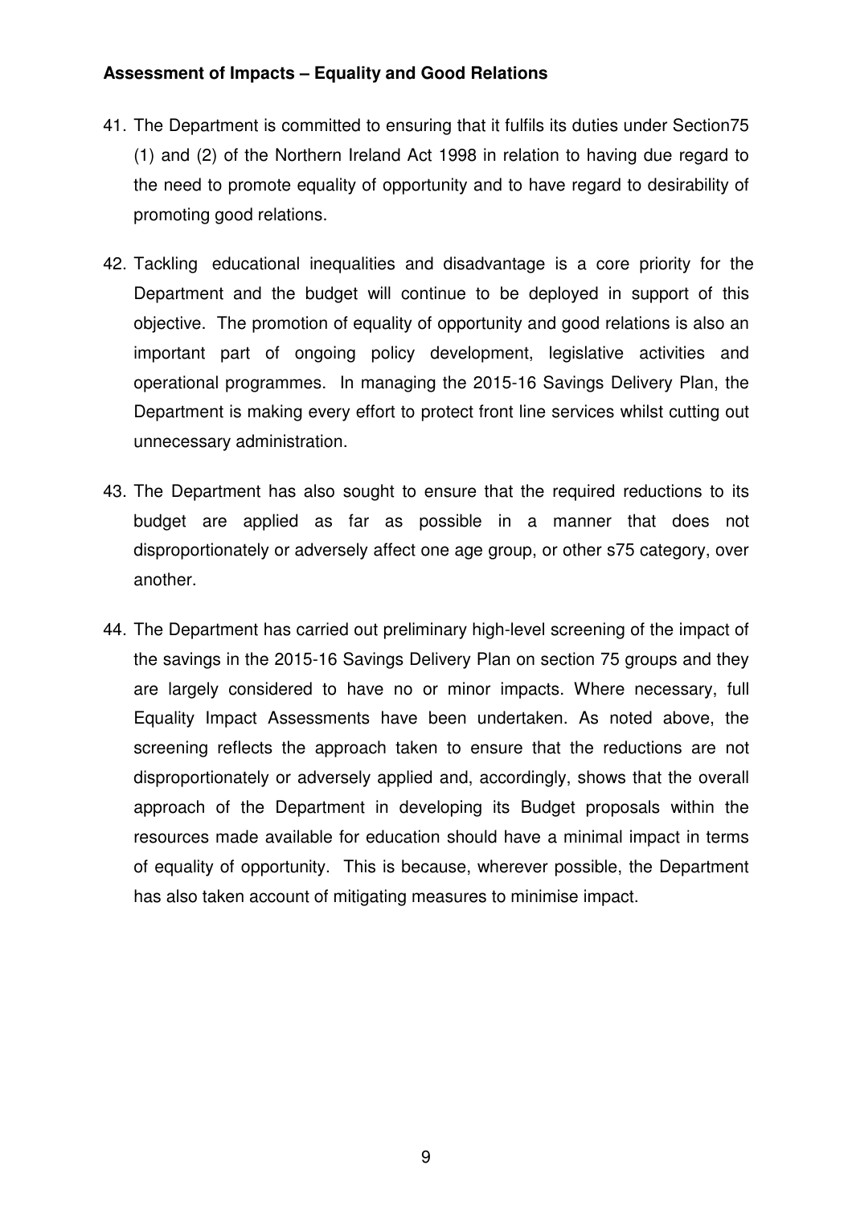**Assessment of Impacts – Equality and Good Relations**

41. The Department is committed to ensuring that it fulfils its duties under Section75 (1) and (2) of the Northern Ireland Act 1998 in relation to having due regard to the need to promote equality of opportunity and to have regard to desirability of promoting good relations.

42. Tackling educational inequalities and disadvantage is a core priority for the Department and the budget will continue to be deployed in support of this objective. The promotion of equality of opportunity and good relations is also an important part of ongoing policy development, legislative activities and operational programmes. In managing the 2015-16 Savings Delivery Plan, the Department is making every effort to protect front line services whilst cutting out unnecessary administration.

43. The Department has also sought to ensure that the required reductions to its budget are applied as far as possible in a manner that does not disproportionately or adversely affect one age group, or other s75 category, over another.

44. The Department has carried out preliminary high-level screening of the impact of the savings in the 2015-16 Savings Delivery Plan on section 75 groups and they are largely considered to have no or minor impacts. Where necessary, full Equality Impact Assessments have been undertaken. As noted above, the screening reflects the approach taken to ensure that the reductions are not disproportionately or adversely applied and, accordingly, shows that the overall approach of the Department in developing its Budget proposals within the resources made available for education should have a minimal impact in terms of equality of opportunity. This is because, wherever possible, the Department has also taken account of mitigating measures to minimise impact.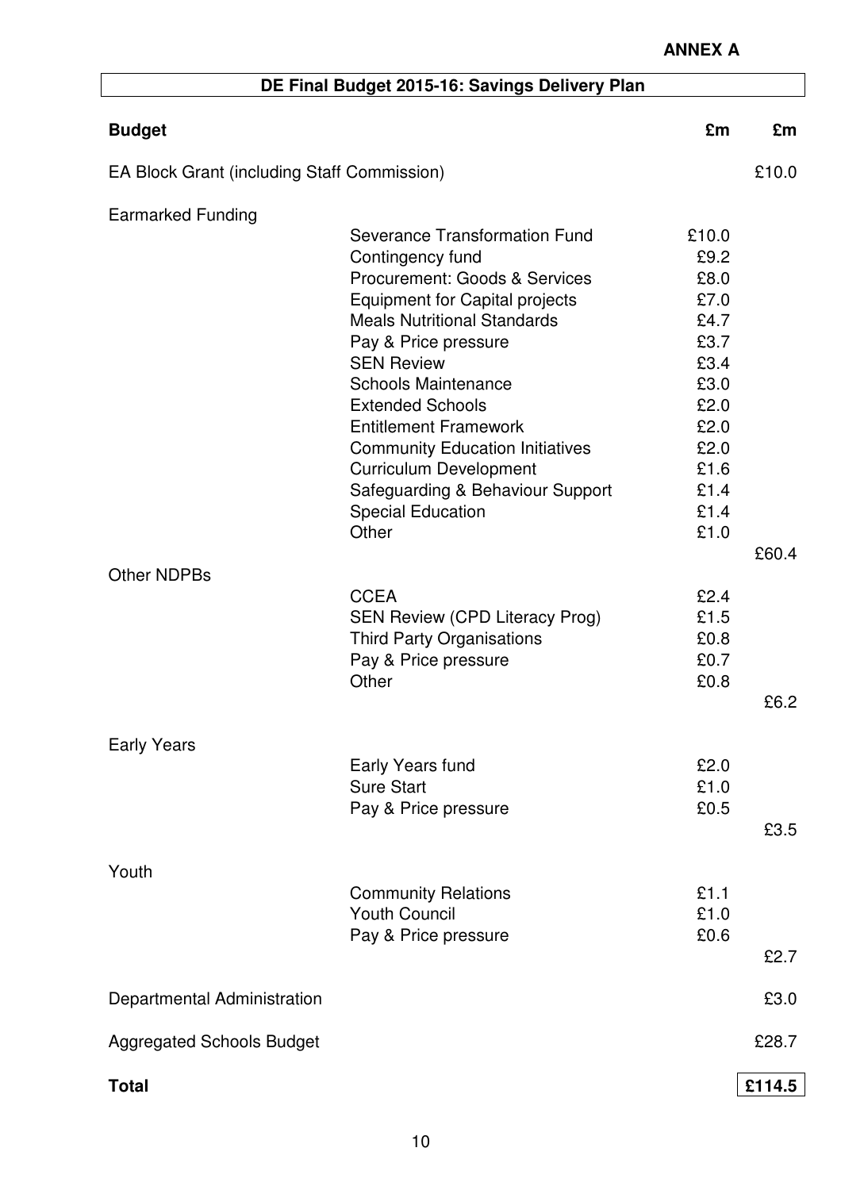**ANNEX A**

**DE Final Budget 2015-16: Savings Delivery Plan**

| **Budget** | | **£m** | **£m** |
|---|---|---|---|
| EA Block Grant (including Staff Commission) | | | £10.0 |
| Earmarked Funding | | | |
| | Severance Transformation Fund | £10.0 | |
| | Contingency fund | £9.2 | |
| | Procurement: Goods & Services | £8.0 | |
| | Equipment for Capital projects | £7.0 | |
| | Meals Nutritional Standards | £4.7 | |
| | Pay & Price pressure | £3.7 | |
| | SEN Review | £3.4 | |
| | Schools Maintenance | £3.0 | |
| | Extended Schools | £2.0 | |
| | Entitlement Framework | £2.0 | |
| | Community Education Initiatives | £2.0 | |
| | Curriculum Development | £1.6 | |
| | Safeguarding & Behaviour Support | £1.4 | |
| | Special Education | £1.4 | |
| | Other | £1.0 | |
| | | | £60.4 |
| Other NDPBs | | | |
| | CCEA | £2.4 | |
| | SEN Review (CPD Literacy Prog) | £1.5 | |
| | Third Party Organisations | £0.8 | |
| | Pay & Price pressure | £0.7 | |
| | Other | £0.8 | |
| | | | £6.2 |
| Early Years | | | |
| | Early Years fund | £2.0 | |
| | Sure Start | £1.0 | |
| | Pay & Price pressure | £0.5 | |
| | | | £3.5 |
| Youth | | | |
| | Community Relations | £1.1 | |
| | Youth Council | £1.0 | |
| | Pay & Price pressure | £0.6 | |
| | | | £2.7 |
| Departmental Administration | | | £3.0 |
| Aggregated Schools Budget | | | £28.7 |
| **Total** | | | **£114.5** |